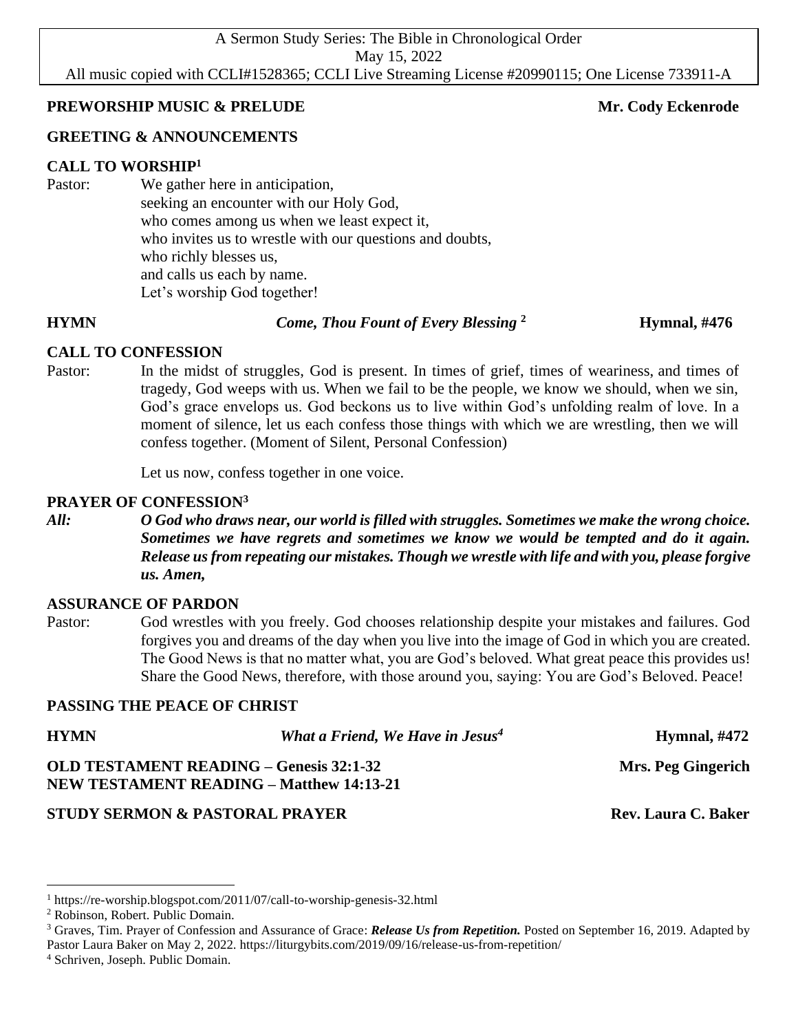A Sermon Study Series: The Bible in Chronological Order
May 15, 2022
All music copied with CCLI#1528365; CCLI Live Streaming License #20990115; One License 733911-A

**PREWORSHIP MUSIC & PRELUDE** **Mr. Cody Eckenrode**

**GREETING & ANNOUNCEMENTS**

**CALL TO WORSHIP**[1]

Pastor: We gather here in anticipation,
seeking an encounter with our Holy God,
who comes among us when we least expect it,
who invites us to wrestle with our questions and doubts,
who richly blesses us,
and calls us each by name.
Let's worship God together!

**HYMN** ***Come, Thou Fount of Every Blessing*** [2] **Hymnal, #476**

**CALL TO CONFESSION**

Pastor: In the midst of struggles, God is present. In times of grief, times of weariness, and times of tragedy, God weeps with us. When we fail to be the people, we know we should, when we sin, God's grace envelops us. God beckons us to live within God's unfolding realm of love. In a moment of silence, let us each confess those things with which we are wrestling, then we will confess together. (Moment of Silent, Personal Confession)

Let us now, confess together in one voice.

**PRAYER OF CONFESSION**[3]

***All:*** ***O God who draws near, our world is filled with struggles. Sometimes we make the wrong choice. Sometimes we have regrets and sometimes we know we would be tempted and do it again. Release us from repeating our mistakes. Though we wrestle with life and with you, please forgive us. Amen,***

**ASSURANCE OF PARDON**

Pastor: God wrestles with you freely. God chooses relationship despite your mistakes and failures. God forgives you and dreams of the day when you live into the image of God in which you are created. The Good News is that no matter what, you are God's beloved. What great peace this provides us! Share the Good News, therefore, with those around you, saying: You are God's Beloved. Peace!

**PASSING THE PEACE OF CHRIST**

**HYMN** ***What a Friend, We Have in Jesus***[4] **Hymnal, #472**

**OLD TESTAMENT READING – Genesis 32:1-32** **Mrs. Peg Gingerich**
**NEW TESTAMENT READING – Matthew 14:13-21**

**STUDY SERMON & PASTORAL PRAYER** **Rev. Laura C. Baker**

---

[1] https://re-worship.blogspot.com/2011/07/call-to-worship-genesis-32.html
[2] Robinson, Robert. Public Domain.
[3] Graves, Tim. Prayer of Confession and Assurance of Grace: ***Release Us from Repetition.*** Posted on September 16, 2019. Adapted by Pastor Laura Baker on May 2, 2022. https://liturgybits.com/2019/09/16/release-us-from-repetition/
[4] Schriven, Joseph. Public Domain.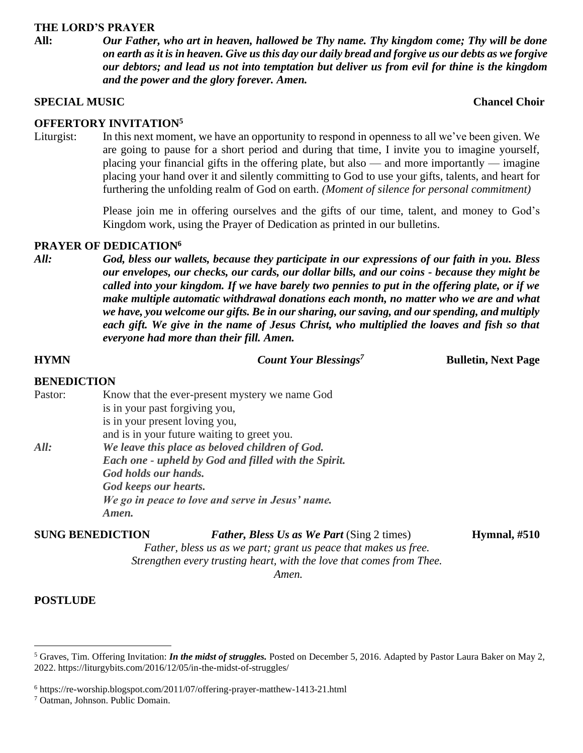**THE LORD'S PRAYER**

**All:** ***Our Father, who art in heaven, hallowed be Thy name. Thy kingdom come; Thy will be done on earth as it is in heaven. Give us this day our daily bread and forgive us our debts as we forgive our debtors; and lead us not into temptation but deliver us from evil for thine is the kingdom and the power and the glory forever. Amen.***

**SPECIAL MUSIC** **Chancel Choir**

**OFFERTORY INVITATION**[5]

Liturgist: In this next moment, we have an opportunity to respond in openness to all we've been given. We are going to pause for a short period and during that time, I invite you to imagine yourself, placing your financial gifts in the offering plate, but also — and more importantly — imagine placing your hand over it and silently committing to God to use your gifts, talents, and heart for furthering the unfolding realm of God on earth. *(Moment of silence for personal commitment)*

Please join me in offering ourselves and the gifts of our time, talent, and money to God's Kingdom work, using the Prayer of Dedication as printed in our bulletins.

**PRAYER OF DEDICATION**[6]

***All:*** ***God, bless our wallets, because they participate in our expressions of our faith in you. Bless our envelopes, our checks, our cards, our dollar bills, and our coins - because they might be called into your kingdom. If we have barely two pennies to put in the offering plate, or if we make multiple automatic withdrawal donations each month, no matter who we are and what we have, you welcome our gifts. Be in our sharing, our saving, and our spending, and multiply each gift. We give in the name of Jesus Christ, who multiplied the loaves and fish so that everyone had more than their fill. Amen.***

**HYMN** ***Count Your Blessings***[7] **Bulletin, Next Page**

**BENEDICTION**

Pastor: Know that the ever-present mystery we name God
is in your past forgiving you,
is in your present loving you,
and is in your future waiting to greet you.

***All:*** ***We leave this place as beloved children of God.***
***Each one - upheld by God and filled with the Spirit.***
***God holds our hands.***
***God keeps our hearts.***
***We go in peace to love and serve in Jesus' name.***
***Amen.***

**SUNG BENEDICTION** ***Father, Bless Us as We Part*** (Sing 2 times) **Hymnal, #510**

*Father, bless us as we part; grant us peace that makes us free.*
*Strengthen every trusting heart, with the love that comes from Thee.*
*Amen.*

**POSTLUDE**

---

[5] Graves, Tim. Offering Invitation: ***In the midst of struggles.*** Posted on December 5, 2016. Adapted by Pastor Laura Baker on May 2, 2022. https://liturgybits.com/2016/12/05/in-the-midst-of-struggles/

[6] https://re-worship.blogspot.com/2011/07/offering-prayer-matthew-1413-21.html

[7] Oatman, Johnson. Public Domain.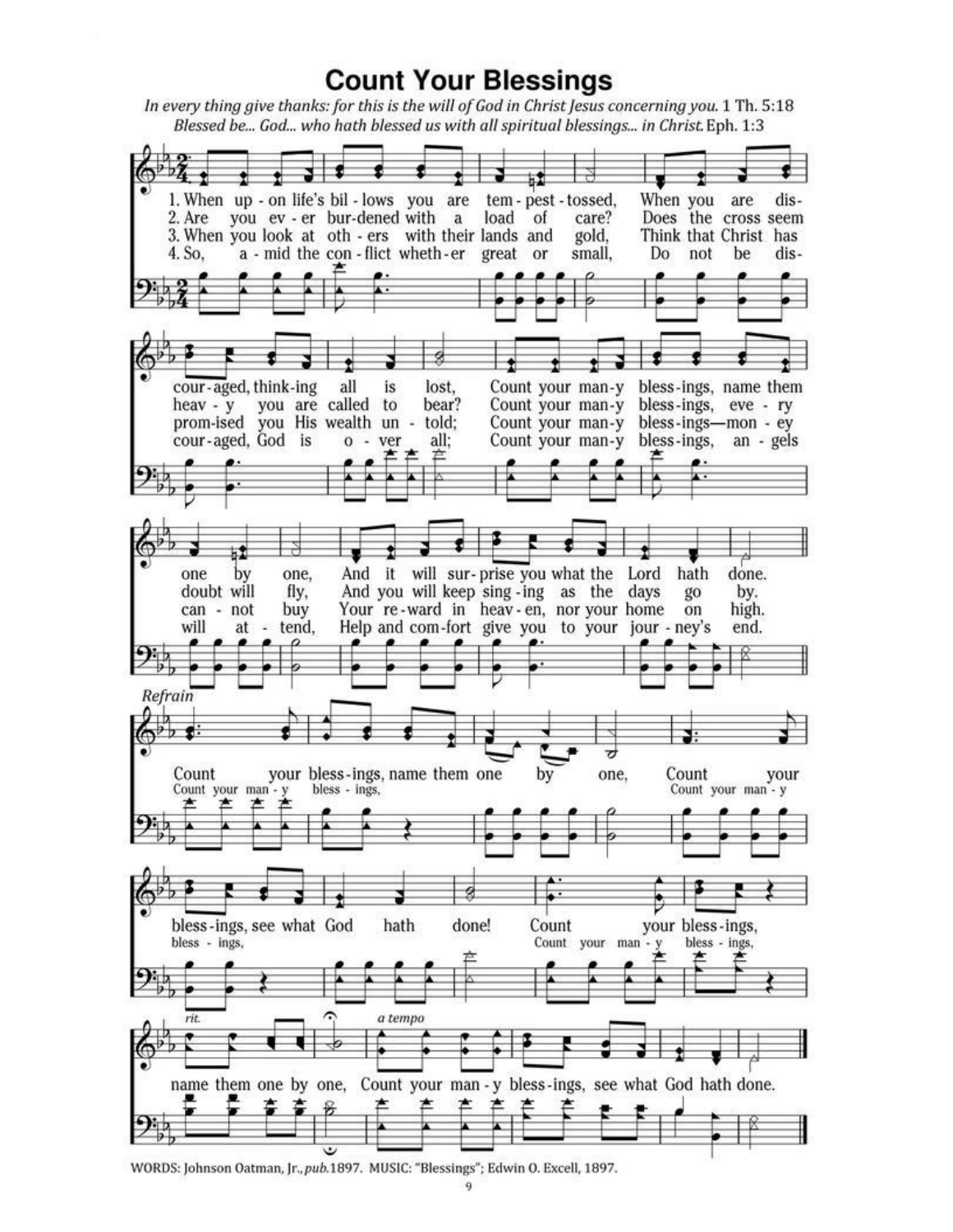# Count Your Blessings

*In every thing give thanks: for this is the will of God in Christ Jesus concerning you.* 1 Th. 5:18

*Blessed be... God... who hath blessed us with all spiritual blessings... in Christ.* Eph. 1:3

1. When up - on life's bil - lows you are tem - pest - tossed, When you are dis - cour - aged, think - ing all is lost, Count your man - y bless - ings, name them one by one, And it will sur - prise you what the Lord hath done.

2. Are you ev - er bur - dened with a load of care? Does the cross seem heav - y you are called to bear? Count your man - y bless - ings, eve - ry doubt will fly, And you will keep sing - ing as the days go by.

3. When you look at oth - ers with their lands and gold, Think that Christ has prom - ised you His wealth un - told; Count your man - y bless - ings—mon - ey can - not buy Your re - ward in heav - en, nor your home on high.

4. So, a - mid the con - flict wheth - er great or small, Do not be dis - cour - aged, God is o - ver all; Count your man - y bless - ings, an - gels will at - tend, Help and com - fort give you to your jour - ney's end.

*Refrain*

Count your bless - ings, name them one by one, Count your bless - ings, see what God hath done! Count your bless - ings, name them one by one, Count your man - y bless - ings, see what God hath done.

(Count your man - y bless - ings, Count your man - y bless - ings, Count your man - y bless - ings,)

*rit.* *a tempo*

WORDS: Johnson Oatman, Jr., *pub.*1897. MUSIC: "Blessings"; Edwin O. Excell, 1897.